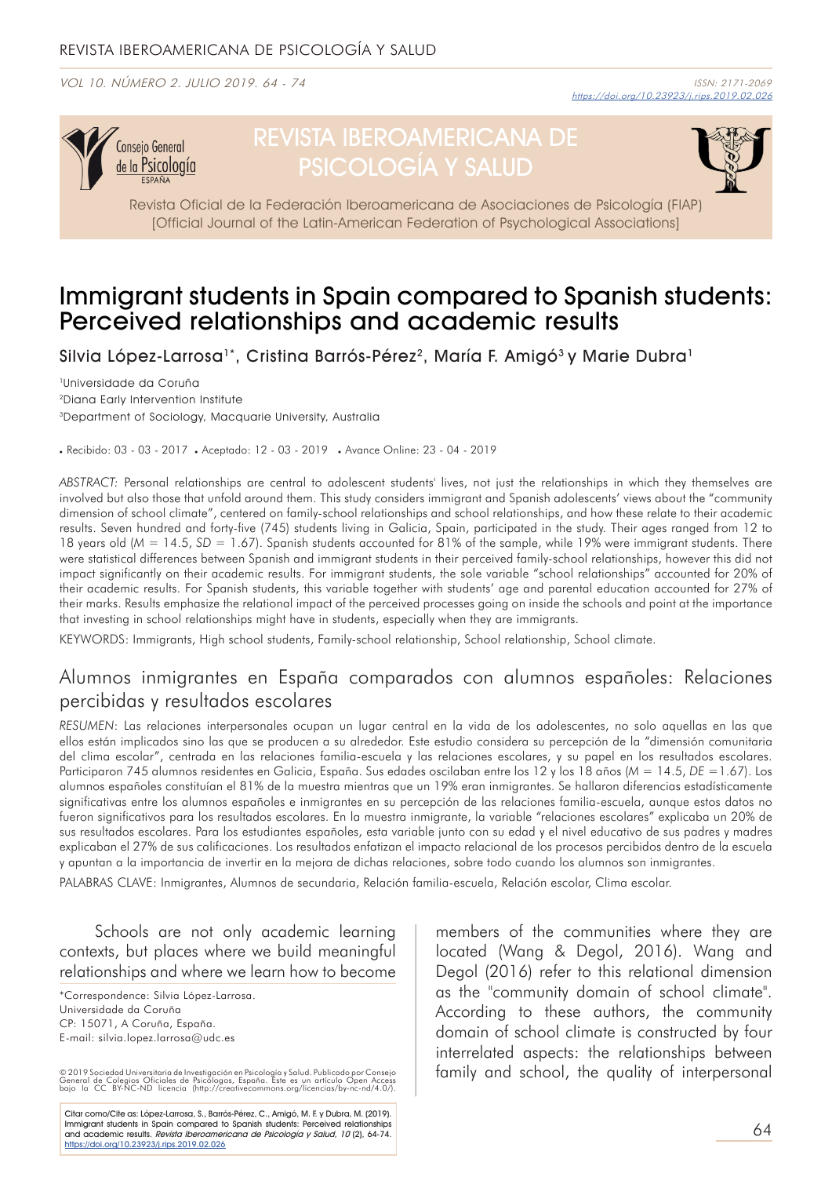# Immigrant students in Spain compared to Spanish students: Perceived relationships and academic results

Silvia López-Larrosa[1*], Cristina Barrós-Pérez[2], María F. Amigó[3] y Marie Dubra[1]

[1]Universidade da Coruña

[2]Diana Early Intervention Institute

[3]Department of Sociology, Macquarie University, Australia

• Recibido: 03 - 03 - 2017 • Aceptado: 12 - 03 - 2019 • Avance Online: 23 - 04 - 2019

*ABSTRACT:* Personal relationships are central to adolescent students' lives, not just the relationships in which they themselves are involved but also those that unfold around them. This study considers immigrant and Spanish adolescents' views about the "community dimension of school climate", centered on family-school relationships and school relationships, and how these relate to their academic results. Seven hundred and forty-five (745) students living in Galicia, Spain, participated in the study. Their ages ranged from 12 to 18 years old ($M$ = 14.5, $SD$ = 1.67). Spanish students accounted for 81% of the sample, while 19% were immigrant students. There were statistical differences between Spanish and immigrant students in their perceived family-school relationships, however this did not impact significantly on their academic results. For immigrant students, the sole variable "school relationships" accounted for 20% of their academic results. For Spanish students, this variable together with students' age and parental education accounted for 27% of their marks. Results emphasize the relational impact of the perceived processes going on inside the schools and point at the importance that investing in school relationships might have in students, especially when they are immigrants.

KEYWORDS: Immigrants, High school students, Family-school relationship, School relationship, School climate.

## Alumnos inmigrantes en España comparados con alumnos españoles: Relaciones percibidas y resultados escolares

*RESUMEN*: Las relaciones interpersonales ocupan un lugar central en la vida de los adolescentes, no solo aquellas en las que ellos están implicados sino las que se producen a su alrededor. Este estudio considera su percepción de la "dimensión comunitaria del clima escolar", centrada en las relaciones familia-escuela y las relaciones escolares, y su papel en los resultados escolares. Participaron 745 alumnos residentes en Galicia, España. Sus edades oscilaban entre los 12 y los 18 años ($M$ = 14.5, $DE$ =1.67). Los alumnos españoles constituían el 81% de la muestra mientras que un 19% eran inmigrantes. Se hallaron diferencias estadísticamente significativas entre los alumnos españoles e inmigrantes en su percepción de las relaciones familia-escuela, aunque estos datos no fueron significativos para los resultados escolares. En la muestra inmigrante, la variable "relaciones escolares" explicaba un 20% de sus resultados escolares. Para los estudiantes españoles, esta variable junto con su edad y el nivel educativo de sus padres y madres explicaban el 27% de sus calificaciones. Los resultados enfatizan el impacto relacional de los procesos percibidos dentro de la escuela y apuntan a la importancia de invertir en la mejora de dichas relaciones, sobre todo cuando los alumnos son inmigrantes.

PALABRAS CLAVE: Inmigrantes, Alumnos de secundaria, Relación familia-escuela, Relación escolar, Clima escolar.

Schools are not only academic learning contexts, but places where we build meaningful relationships and where we learn how to become members of the communities where they are located (Wang & Degol, 2016). Wang and Degol (2016) refer to this relational dimension as the "community domain of school climate". According to these authors, the community domain of school climate is constructed by four interrelated aspects: the relationships between family and school, the quality of interpersonal

*Correspondence: Silvia López-Larrosa.
Universidade da Coruña
CP: 15071, A Coruña, España.
E-mail: silvia.lopez.larrosa@udc.es

© 2019 Sociedad Universitaria de Investigación en Psicología y Salud. Publicado por Consejo General de Colegios Oficiales de Psicólogos, España. Este es un artículo Open Access bajo la CC BY-NC-ND licencia (http://creativecommons.org/licencias/by-nc-nd/4.0/).

Citar como/Cite as: López-Larrosa, S., Barrós-Pérez, C., Amigó, M. F. y Dubra, M. (2019). Immigrant students in Spain compared to Spanish students: Perceived relationships and academic results. *Revista Iberoamericana de Psicología y Salud, 10* (2), 64-74. https://doi.org/10.23923/j.rips.2019.02.026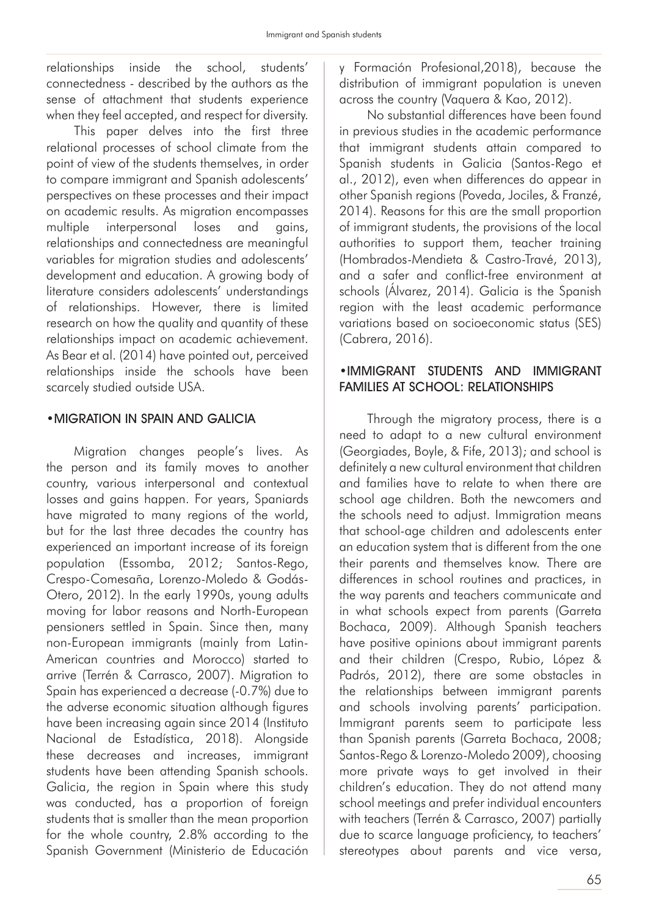relationships inside the school, students' connectedness - described by the authors as the sense of attachment that students experience when they feel accepted, and respect for diversity.

This paper delves into the first three relational processes of school climate from the point of view of the students themselves, in order to compare immigrant and Spanish adolescents' perspectives on these processes and their impact on academic results. As migration encompasses multiple interpersonal loses and gains, relationships and connectedness are meaningful variables for migration studies and adolescents' development and education. A growing body of literature considers adolescents' understandings of relationships. However, there is limited research on how the quality and quantity of these relationships impact on academic achievement. As Bear et al. (2014) have pointed out, perceived relationships inside the schools have been scarcely studied outside USA.

## •MIGRATION IN SPAIN AND GALICIA

Migration changes people's lives. As the person and its family moves to another country, various interpersonal and contextual losses and gains happen. For years, Spaniards have migrated to many regions of the world, but for the last three decades the country has experienced an important increase of its foreign population (Essomba, 2012; Santos-Rego, Crespo-Comesaña, Lorenzo-Moledo & Godás-Otero, 2012). In the early 1990s, young adults moving for labor reasons and North-European pensioners settled in Spain. Since then, many non-European immigrants (mainly from Latin-American countries and Morocco) started to arrive (Terrén & Carrasco, 2007). Migration to Spain has experienced a decrease (-0.7%) due to the adverse economic situation although figures have been increasing again since 2014 (Instituto Nacional de Estadística, 2018). Alongside these decreases and increases, immigrant students have been attending Spanish schools. Galicia, the region in Spain where this study was conducted, has a proportion of foreign students that is smaller than the mean proportion for the whole country, 2.8% according to the Spanish Government (Ministerio de Educación y Formación Profesional,2018), because the distribution of immigrant population is uneven across the country (Vaquera & Kao, 2012).

No substantial differences have been found in previous studies in the academic performance that immigrant students attain compared to Spanish students in Galicia (Santos-Rego et al., 2012), even when differences do appear in other Spanish regions (Poveda, Jociles, & Franzé, 2014). Reasons for this are the small proportion of immigrant students, the provisions of the local authorities to support them, teacher training (Hombrados-Mendieta & Castro-Travé, 2013), and a safer and conflict-free environment at schools (Álvarez, 2014). Galicia is the Spanish region with the least academic performance variations based on socioeconomic status (SES) (Cabrera, 2016).

## •IMMIGRANT STUDENTS AND IMMIGRANT FAMILIES AT SCHOOL: RELATIONSHIPS

Through the migratory process, there is a need to adapt to a new cultural environment (Georgiades, Boyle, & Fife, 2013); and school is definitely a new cultural environment that children and families have to relate to when there are school age children. Both the newcomers and the schools need to adjust. Immigration means that school-age children and adolescents enter an education system that is different from the one their parents and themselves know. There are differences in school routines and practices, in the way parents and teachers communicate and in what schools expect from parents (Garreta Bochaca, 2009). Although Spanish teachers have positive opinions about immigrant parents and their children (Crespo, Rubio, López & Padrós, 2012), there are some obstacles in the relationships between immigrant parents and schools involving parents' participation. Immigrant parents seem to participate less than Spanish parents (Garreta Bochaca, 2008; Santos-Rego & Lorenzo-Moledo 2009), choosing more private ways to get involved in their children's education. They do not attend many school meetings and prefer individual encounters with teachers (Terrén & Carrasco, 2007) partially due to scarce language proficiency, to teachers' stereotypes about parents and vice versa,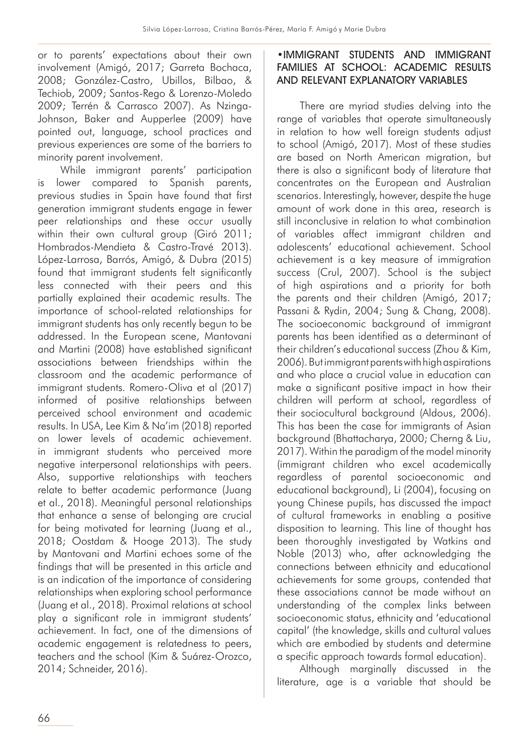or to parents' expectations about their own involvement (Amigó, 2017; Garreta Bochaca, 2008; González-Castro, Ubillos, Bilbao, & Techiob, 2009; Santos-Rego & Lorenzo-Moledo 2009; Terrén & Carrasco 2007). As Nzinga-Johnson, Baker and Aupperlee (2009) have pointed out, language, school practices and previous experiences are some of the barriers to minority parent involvement.

While immigrant parents' participation is lower compared to Spanish parents, previous studies in Spain have found that first generation immigrant students engage in fewer peer relationships and these occur usually within their own cultural group (Giró 2011; Hombrados-Mendieta & Castro-Travé 2013). López-Larrosa, Barrós, Amigó, & Dubra (2015) found that immigrant students felt significantly less connected with their peers and this partially explained their academic results. The importance of school-related relationships for immigrant students has only recently begun to be addressed. In the European scene, Mantovani and Martini (2008) have established significant associations between friendships within the classroom and the academic performance of immigrant students. Romero-Oliva et al (2017) informed of positive relationships between perceived school environment and academic results. In USA, Lee Kim & Na'im (2018) reported on lower levels of academic achievement. in immigrant students who perceived more negative interpersonal relationships with peers. Also, supportive relationships with teachers relate to better academic performance (Juang et al., 2018). Meaningful personal relationships that enhance a sense of belonging are crucial for being motivated for learning (Juang et al., 2018; Oostdam & Hooge 2013). The study by Mantovani and Martini echoes some of the findings that will be presented in this article and is an indication of the importance of considering relationships when exploring school performance (Juang et al., 2018). Proximal relations at school play a significant role in immigrant students' achievement. In fact, one of the dimensions of academic engagement is relatedness to peers, teachers and the school (Kim & Suárez-Orozco, 2014; Schneider, 2016).

## •IMMIGRANT STUDENTS AND IMMIGRANT FAMILIES AT SCHOOL: ACADEMIC RESULTS AND RELEVANT EXPLANATORY VARIABLES

There are myriad studies delving into the range of variables that operate simultaneously in relation to how well foreign students adjust to school (Amigó, 2017). Most of these studies are based on North American migration, but there is also a significant body of literature that concentrates on the European and Australian scenarios. Interestingly, however, despite the huge amount of work done in this area, research is still inconclusive in relation to what combination of variables affect immigrant children and adolescents' educational achievement. School achievement is a key measure of immigration success (Crul, 2007). School is the subject of high aspirations and a priority for both the parents and their children (Amigó, 2017; Passani & Rydin, 2004; Sung & Chang, 2008). The socioeconomic background of immigrant parents has been identified as a determinant of their children's educational success (Zhou & Kim, 2006). But immigrant parents with high aspirations and who place a crucial value in education can make a significant positive impact in how their children will perform at school, regardless of their sociocultural background (Aldous, 2006). This has been the case for immigrants of Asian background (Bhattacharya, 2000; Cherng & Liu, 2017). Within the paradigm of the model minority (immigrant children who excel academically regardless of parental socioeconomic and educational background), Li (2004), focusing on young Chinese pupils, has discussed the impact of cultural frameworks in enabling a positive disposition to learning. This line of thought has been thoroughly investigated by Watkins and Noble (2013) who, after acknowledging the connections between ethnicity and educational achievements for some groups, contended that these associations cannot be made without an understanding of the complex links between socioeconomic status, ethnicity and 'educational capital' (the knowledge, skills and cultural values which are embodied by students and determine a specific approach towards formal education).

Although marginally discussed in the literature, age is a variable that should be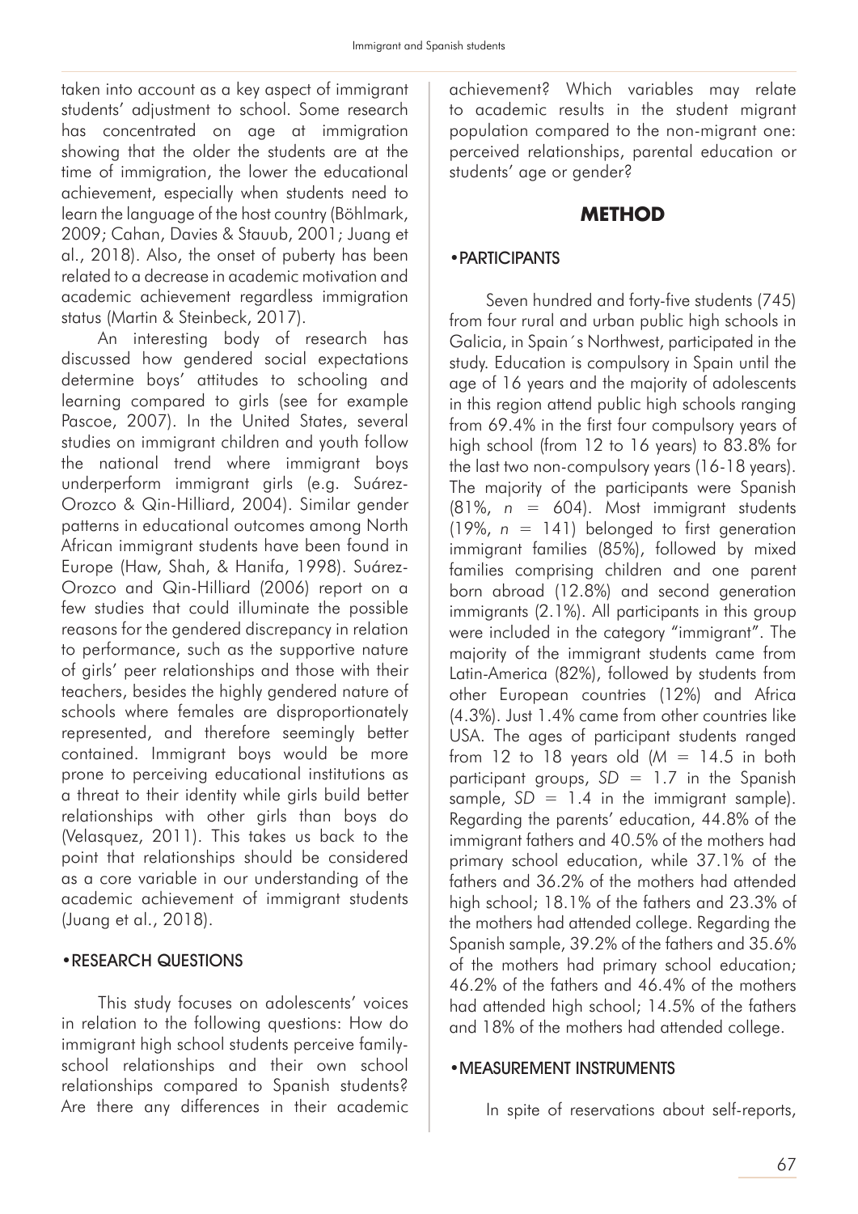taken into account as a key aspect of immigrant students' adjustment to school. Some research has concentrated on age at immigration showing that the older the students are at the time of immigration, the lower the educational achievement, especially when students need to learn the language of the host country (Böhlmark, 2009; Cahan, Davies & Stauub, 2001; Juang et al., 2018). Also, the onset of puberty has been related to a decrease in academic motivation and academic achievement regardless immigration status (Martin & Steinbeck, 2017).

An interesting body of research has discussed how gendered social expectations determine boys' attitudes to schooling and learning compared to girls (see for example Pascoe, 2007). In the United States, several studies on immigrant children and youth follow the national trend where immigrant boys underperform immigrant girls (e.g. Suárez-Orozco & Qin-Hilliard, 2004). Similar gender patterns in educational outcomes among North African immigrant students have been found in Europe (Haw, Shah, & Hanifa, 1998). Suárez-Orozco and Qin-Hilliard (2006) report on a few studies that could illuminate the possible reasons for the gendered discrepancy in relation to performance, such as the supportive nature of girls' peer relationships and those with their teachers, besides the highly gendered nature of schools where females are disproportionately represented, and therefore seemingly better contained. Immigrant boys would be more prone to perceiving educational institutions as a threat to their identity while girls build better relationships with other girls than boys do (Velasquez, 2011). This takes us back to the point that relationships should be considered as a core variable in our understanding of the academic achievement of immigrant students (Juang et al., 2018).

### • RESEARCH QUESTIONS

This study focuses on adolescents' voices in relation to the following questions: How do immigrant high school students perceive family-school relationships and their own school relationships compared to Spanish students? Are there any differences in their academic achievement? Which variables may relate to academic results in the student migrant population compared to the non-migrant one: perceived relationships, parental education or students' age or gender?

## METHOD

### • PARTICIPANTS

Seven hundred and forty-five students (745) from four rural and urban public high schools in Galicia, in Spain´s Northwest, participated in the study. Education is compulsory in Spain until the age of 16 years and the majority of adolescents in this region attend public high schools ranging from 69.4% in the first four compulsory years of high school (from 12 to 16 years) to 83.8% for the last two non-compulsory years (16-18 years). The majority of the participants were Spanish (81%, $n = 604$). Most immigrant students (19%, $n = 141$) belonged to first generation immigrant families (85%), followed by mixed families comprising children and one parent born abroad (12.8%) and second generation immigrants (2.1%). All participants in this group were included in the category "immigrant". The majority of the immigrant students came from Latin-America (82%), followed by students from other European countries (12%) and Africa (4.3%). Just 1.4% came from other countries like USA. The ages of participant students ranged from 12 to 18 years old ($M = 14.5$ in both participant groups, $SD = 1.7$ in the Spanish sample, $SD = 1.4$ in the immigrant sample). Regarding the parents' education, 44.8% of the immigrant fathers and 40.5% of the mothers had primary school education, while 37.1% of the fathers and 36.2% of the mothers had attended high school; 18.1% of the fathers and 23.3% of the mothers had attended college. Regarding the Spanish sample, 39.2% of the fathers and 35.6% of the mothers had primary school education; 46.2% of the fathers and 46.4% of the mothers had attended high school; 14.5% of the fathers and 18% of the mothers had attended college.

### • MEASUREMENT INSTRUMENTS

In spite of reservations about self-reports,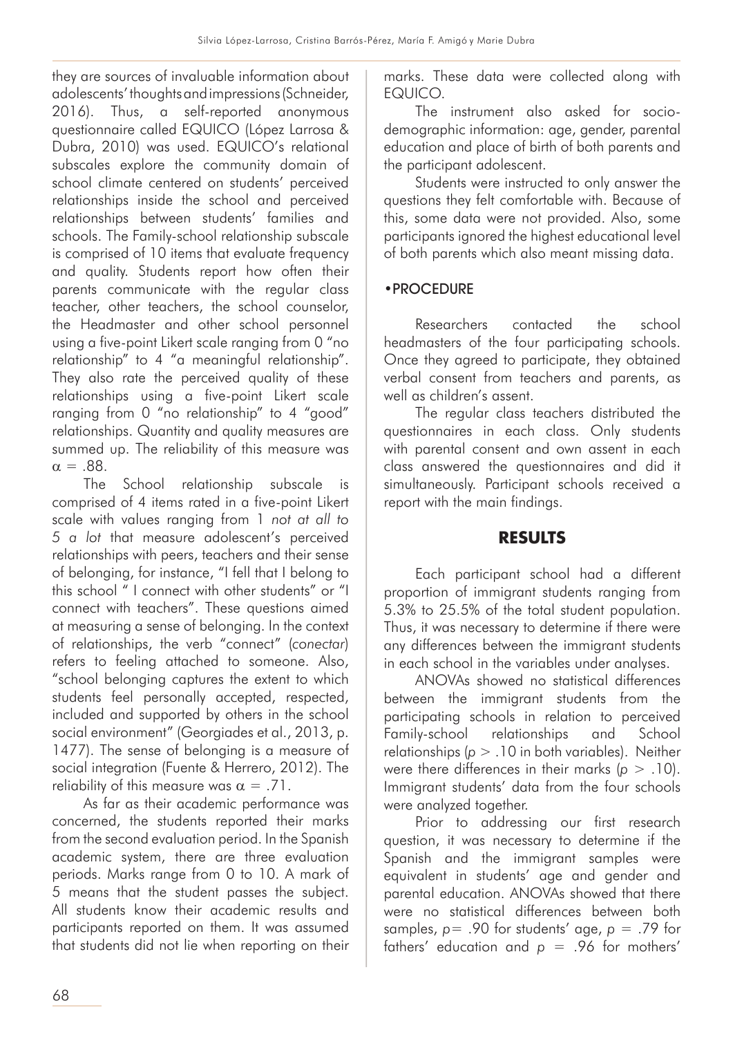they are sources of invaluable information about adolescents' thoughts and impressions (Schneider, 2016). Thus, a self-reported anonymous questionnaire called EQUICO (López Larrosa & Dubra, 2010) was used. EQUICO's relational subscales explore the community domain of school climate centered on students' perceived relationships inside the school and perceived relationships between students' families and schools. The Family-school relationship subscale is comprised of 10 items that evaluate frequency and quality. Students report how often their parents communicate with the regular class teacher, other teachers, the school counselor, the Headmaster and other school personnel using a five-point Likert scale ranging from 0 "no relationship" to 4 "a meaningful relationship". They also rate the perceived quality of these relationships using a five-point Likert scale ranging from 0 "no relationship" to 4 "good" relationships. Quantity and quality measures are summed up. The reliability of this measure was $\alpha = .88$.

The School relationship subscale is comprised of 4 items rated in a five-point Likert scale with values ranging from 1 *not at all to* 5 *a lot* that measure adolescent's perceived relationships with peers, teachers and their sense of belonging, for instance, "I fell that I belong to this school " I connect with other students" or "I connect with teachers". These questions aimed at measuring a sense of belonging. In the context of relationships, the verb "connect" (*conectar*) refers to feeling attached to someone. Also, "school belonging captures the extent to which students feel personally accepted, respected, included and supported by others in the school social environment" (Georgiades et al., 2013, p. 1477). The sense of belonging is a measure of social integration (Fuente & Herrero, 2012). The reliability of this measure was $\alpha = .71$.

As far as their academic performance was concerned, the students reported their marks from the second evaluation period. In the Spanish academic system, there are three evaluation periods. Marks range from 0 to 10. A mark of 5 means that the student passes the subject. All students know their academic results and participants reported on them. It was assumed that students did not lie when reporting on their marks. These data were collected along with EQUICO.

The instrument also asked for socio-demographic information: age, gender, parental education and place of birth of both parents and the participant adolescent.

Students were instructed to only answer the questions they felt comfortable with. Because of this, some data were not provided. Also, some participants ignored the highest educational level of both parents which also meant missing data.

## • PROCEDURE

Researchers contacted the school headmasters of the four participating schools. Once they agreed to participate, they obtained verbal consent from teachers and parents, as well as children's assent.

The regular class teachers distributed the questionnaires in each class. Only students with parental consent and own assent in each class answered the questionnaires and did it simultaneously. Participant schools received a report with the main findings.

# RESULTS

Each participant school had a different proportion of immigrant students ranging from 5.3% to 25.5% of the total student population. Thus, it was necessary to determine if there were any differences between the immigrant students in each school in the variables under analyses.

ANOVAs showed no statistical differences between the immigrant students from the participating schools in relation to perceived Family-school relationships and School relationships ($p > .10$ in both variables). Neither were there differences in their marks ($p > .10$). Immigrant students' data from the four schools were analyzed together.

Prior to addressing our first research question, it was necessary to determine if the Spanish and the immigrant samples were equivalent in students' age and gender and parental education. ANOVAs showed that there were no statistical differences between both samples, $p = .90$ for students' age, $p = .79$ for fathers' education and $p = .96$ for mothers'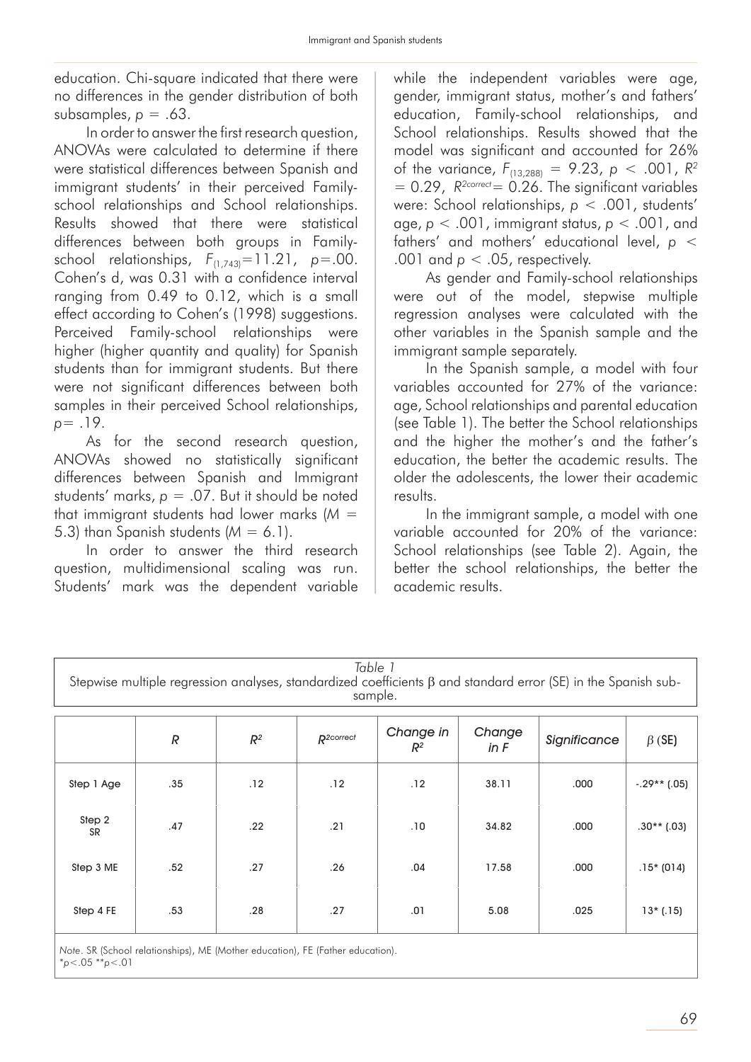education. Chi-square indicated that there were no differences in the gender distribution of both subsamples, $p = .63$.

In order to answer the first research question, ANOVAs were calculated to determine if there were statistical differences between Spanish and immigrant students' in their perceived Family-school relationships and School relationships. Results showed that there were statistical differences between both groups in Family-school relationships, $F_{(1,743)}=11.21$, $p=.00$. Cohen's d, was 0.31 with a confidence interval ranging from 0.49 to 0.12, which is a small effect according to Cohen's (1998) suggestions. Perceived Family-school relationships were higher (higher quantity and quality) for Spanish students than for immigrant students. But there were not significant differences between both samples in their perceived School relationships, $p= .19$.

As for the second research question, ANOVAs showed no statistically significant differences between Spanish and Immigrant students' marks, $p = .07$. But it should be noted that immigrant students had lower marks ($M = 5.3$) than Spanish students ($M = 6.1$).

In order to answer the third research question, multidimensional scaling was run. Students' mark was the dependent variable while the independent variables were age, gender, immigrant status, mother's and fathers' education, Family-school relationships, and School relationships. Results showed that the model was significant and accounted for 26% of the variance, $F_{(13,288)} = 9.23$, $p < .001$, $R^2 = 0.29$, $R^{2correct} = 0.26$. The significant variables were: School relationships, $p < .001$, students' age, $p < .001$, immigrant status, $p < .001$, and fathers' and mothers' educational level, $p < .001$ and $p < .05$, respectively.

As gender and Family-school relationships were out of the model, stepwise multiple regression analyses were calculated with the other variables in the Spanish sample and the immigrant sample separately.

In the Spanish sample, a model with four variables accounted for 27% of the variance: age, School relationships and parental education (see Table 1). The better the School relationships and the higher the mother's and the father's education, the better the academic results. The older the adolescents, the lower their academic results.

In the immigrant sample, a model with one variable accounted for 20% of the variance: School relationships (see Table 2). Again, the better the school relationships, the better the academic results.

*Table 1*
Stepwise multiple regression analyses, standardized coefficients β and standard error (SE) in the Spanish sub-sample.

| | $R$ | $R^2$ | $R^{2correct}$ | *Change in $R^2$* | *Change in F* | *Significance* | β (SE) |
|---|---|---|---|---|---|---|---|
| Step 1 Age | .35 | .12 | .12 | .12 | 38.11 | .000 | -.29** (.05) |
| Step 2 SR | .47 | .22 | .21 | .10 | 34.82 | .000 | .30** (.03) |
| Step 3 ME | .52 | .27 | .26 | .04 | 17.58 | .000 | .15* (014) |
| Step 4 FE | .53 | .28 | .27 | .01 | 5.08 | .025 | 13* (.15) |

*Note*. SR (School relationships), ME (Mother education), FE (Father education).
*$p<.05$ **$p<.01$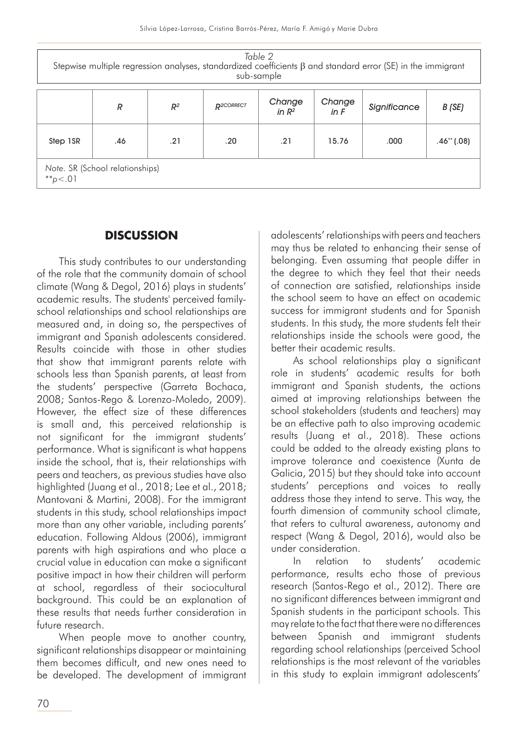*Table 2*
Stepwise multiple regression analyses, standardized coefficients β and standard error (SE) in the immigrant sub-sample

| | *R* | *$R^2$* | *$R^{2CORRECT}$* | *Change in $R^2$* | *Change in F* | *Significance* | *B (SE)* |
|---|---|---|---|---|---|---|---|
| Step 1SR | .46 | .21 | .20 | .21 | 15.76 | .000 | .46** (.08) |

*Note.* SR (School relationships)
**$p<.01$

## DISCUSSION

This study contributes to our understanding of the role that the community domain of school climate (Wang & Degol, 2016) plays in students' academic results. The students' perceived family-school relationships and school relationships are measured and, in doing so, the perspectives of immigrant and Spanish adolescents considered. Results coincide with those in other studies that show that immigrant parents relate with schools less than Spanish parents, at least from the students' perspective (Garreta Bochaca, 2008; Santos-Rego & Lorenzo-Moledo, 2009). However, the effect size of these differences is small and, this perceived relationship is not significant for the immigrant students' performance. What is significant is what happens inside the school, that is, their relationships with peers and teachers, as previous studies have also highlighted (Juang et al., 2018; Lee et al., 2018; Mantovani & Martini, 2008). For the immigrant students in this study, school relationships impact more than any other variable, including parents' education. Following Aldous (2006), immigrant parents with high aspirations and who place a crucial value in education can make a significant positive impact in how their children will perform at school, regardless of their sociocultural background. This could be an explanation of these results that needs further consideration in future research.

When people move to another country, significant relationships disappear or maintaining them becomes difficult, and new ones need to be developed. The development of immigrant adolescents' relationships with peers and teachers may thus be related to enhancing their sense of belonging. Even assuming that people differ in the degree to which they feel that their needs of connection are satisfied, relationships inside the school seem to have an effect on academic success for immigrant students and for Spanish students. In this study, the more students felt their relationships inside the schools were good, the better their academic results.

As school relationships play a significant role in students' academic results for both immigrant and Spanish students, the actions aimed at improving relationships between the school stakeholders (students and teachers) may be an effective path to also improving academic results (Juang et al., 2018). These actions could be added to the already existing plans to improve tolerance and coexistence (Xunta de Galicia, 2015) but they should take into account students' perceptions and voices to really address those they intend to serve. This way, the fourth dimension of community school climate, that refers to cultural awareness, autonomy and respect (Wang & Degol, 2016), would also be under consideration.

In relation to students' academic performance, results echo those of previous research (Santos-Rego et al., 2012). There are no significant differences between immigrant and Spanish students in the participant schools. This may relate to the fact that there were no differences between Spanish and immigrant students regarding school relationships (perceived School relationships is the most relevant of the variables in this study to explain immigrant adolescents'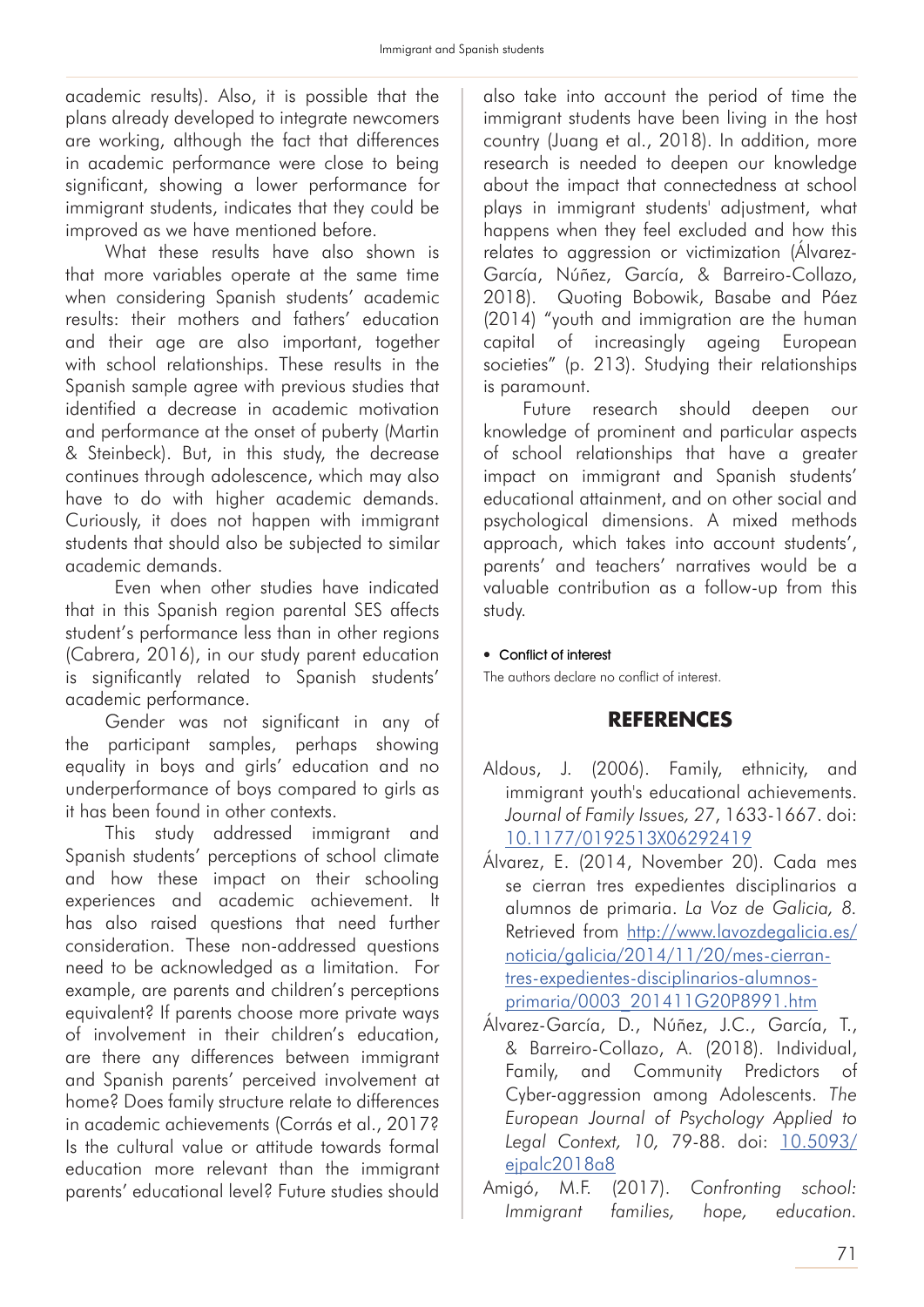academic results). Also, it is possible that the plans already developed to integrate newcomers are working, although the fact that differences in academic performance were close to being significant, showing a lower performance for immigrant students, indicates that they could be improved as we have mentioned before.

What these results have also shown is that more variables operate at the same time when considering Spanish students' academic results: their mothers and fathers' education and their age are also important, together with school relationships. These results in the Spanish sample agree with previous studies that identified a decrease in academic motivation and performance at the onset of puberty (Martin & Steinbeck). But, in this study, the decrease continues through adolescence, which may also have to do with higher academic demands. Curiously, it does not happen with immigrant students that should also be subjected to similar academic demands.

Even when other studies have indicated that in this Spanish region parental SES affects student's performance less than in other regions (Cabrera, 2016), in our study parent education is significantly related to Spanish students' academic performance.

Gender was not significant in any of the participant samples, perhaps showing equality in boys and girls' education and no underperformance of boys compared to girls as it has been found in other contexts.

This study addressed immigrant and Spanish students' perceptions of school climate and how these impact on their schooling experiences and academic achievement. It has also raised questions that need further consideration. These non-addressed questions need to be acknowledged as a limitation. For example, are parents and children's perceptions equivalent? If parents choose more private ways of involvement in their children's education, are there any differences between immigrant and Spanish parents' perceived involvement at home? Does family structure relate to differences in academic achievements (Corrás et al., 2017? Is the cultural value or attitude towards formal education more relevant than the immigrant parents' educational level? Future studies should also take into account the period of time the immigrant students have been living in the host country (Juang et al., 2018). In addition, more research is needed to deepen our knowledge about the impact that connectedness at school plays in immigrant students' adjustment, what happens when they feel excluded and how this relates to aggression or victimization (Álvarez-García, Núñez, García, & Barreiro-Collazo, 2018). Quoting Bobowik, Basabe and Páez (2014) "youth and immigration are the human capital of increasingly ageing European societies" (p. 213). Studying their relationships is paramount.

Future research should deepen our knowledge of prominent and particular aspects of school relationships that have a greater impact on immigrant and Spanish students' educational attainment, and on other social and psychological dimensions. A mixed methods approach, which takes into account students', parents' and teachers' narratives would be a valuable contribution as a follow-up from this study.

- **Conflict of interest**

The authors declare no conflict of interest.

## REFERENCES

Aldous, J. (2006). Family, ethnicity, and immigrant youth's educational achievements. *Journal of Family Issues, 27*, 1633-1667. doi: 10.1177/0192513X06292419

Álvarez, E. (2014, November 20). Cada mes se cierran tres expedientes disciplinarios a alumnos de primaria. *La Voz de Galicia, 8*. Retrieved from http://www.lavozdegalicia.es/noticia/galicia/2014/11/20/mes-cierran-tres-expedientes-disciplinarios-alumnos-primaria/0003_201411G20P8991.htm

Álvarez-García, D., Núñez, J.C., García, T., & Barreiro-Collazo, A. (2018). Individual, Family, and Community Predictors of Cyber-aggression among Adolescents. *The European Journal of Psychology Applied to Legal Context, 10*, 79-88. doi: 10.5093/ejpalc2018a8

Amigó, M.F. (2017). *Confronting school: Immigrant families, hope, education.*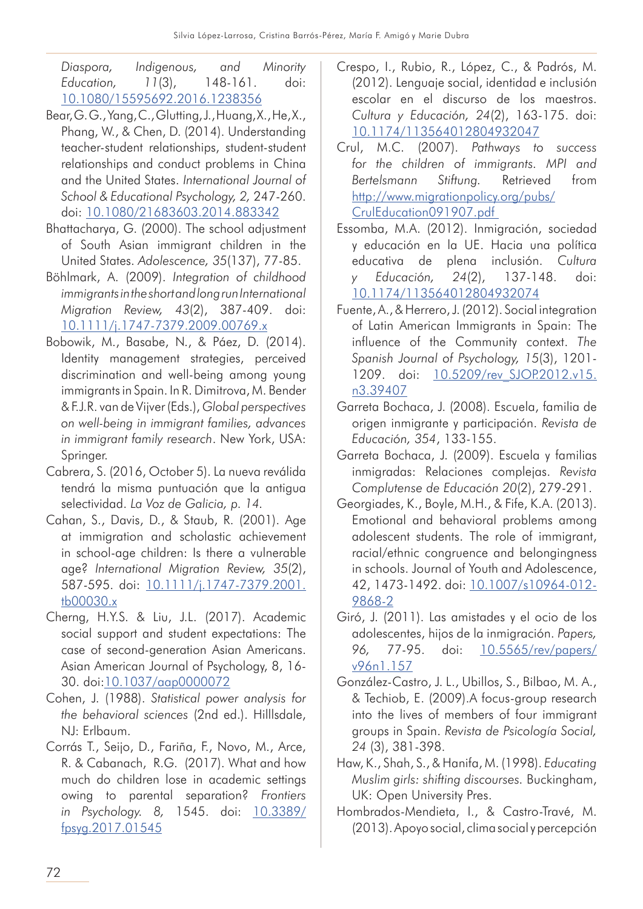*Diaspora, Indigenous, and Minority Education, 11*(3), 148-161. doi: 10.1080/15595692.2016.1238356

Bear, G. G., Yang, C., Glutting, J., Huang, X., He, X., Phang, W., & Chen, D. (2014). Understanding teacher-student relationships, student-student relationships and conduct problems in China and the United States. *International Journal of School & Educational Psychology, 2,* 247-260. doi: 10.1080/21683603.2014.883342

Bhattacharya, G. (2000). The school adjustment of South Asian immigrant children in the United States. *Adolescence, 35*(137), 77-85.

Böhlmark, A. (2009). *Integration of childhood immigrants in the short and long run International Migration Review, 43*(2), 387-409. doi: 10.1111/j.1747-7379.2009.00769.x

Bobowik, M., Basabe, N., & Páez, D. (2014). Identity management strategies, perceived discrimination and well-being among young immigrants in Spain. In R. Dimitrova, M. Bender & F.J.R. van de Vijver (Eds.), *Global perspectives on well-being in immigrant families, advances in immigrant family research*. New York, USA: Springer.

Cabrera, S. (2016, October 5). La nueva reválida tendrá la misma puntuación que la antigua selectividad. *La Voz de Galicia, p. 14.*

Cahan, S., Davis, D., & Staub, R. (2001). Age at immigration and scholastic achievement in school-age children: Is there a vulnerable age? *International Migration Review, 35*(2), 587-595. doi: 10.1111/j.1747-7379.2001.tb00030.x

Cherng, H.Y.S. & Liu, J.L. (2017). Academic social support and student expectations: The case of second-generation Asian Americans. Asian American Journal of Psychology, 8, 16-30. doi:10.1037/aap0000072

Cohen, J. (1988). *Statistical power analysis for the behavioral sciences* (2nd ed.). Hilllsdale, NJ: Erlbaum.

Corrás T., Seijo, D., Fariña, F., Novo, M., Arce, R. & Cabanach, R.G. (2017). What and how much do children lose in academic settings owing to parental separation? *Frontiers in Psychology. 8,* 1545. doi: 10.3389/fpsyg.2017.01545

Crespo, I., Rubio, R., López, C., & Padrós, M. (2012). Lenguaje social, identidad e inclusión escolar en el discurso de los maestros. *Cultura y Educación, 24*(2), 163-175. doi: 10.1174/113564012804932047

Crul, M.C. (2007). *Pathways to success for the children of immigrants. MPI and Bertelsmann Stiftung.* Retrieved from http://www.migrationpolicy.org/pubs/CrulEducation091907.pdf

Essomba, M.A. (2012). Inmigración, sociedad y educación en la UE. Hacia una política educativa de plena inclusión. *Cultura y Educación, 24*(2), 137-148. doi: 10.1174/113564012804932074

Fuente, A., & Herrero, J. (2012). Social integration of Latin American Immigrants in Spain: The influence of the Community context. *The Spanish Journal of Psychology, 15*(3), 1201-1209. doi: 10.5209/rev_SJOP.2012.v15.n3.39407

Garreta Bochaca, J. (2008). Escuela, familia de origen inmigrante y participación. *Revista de Educación, 354*, 133-155.

Garreta Bochaca, J. (2009). Escuela y familias inmigradas: Relaciones complejas. *Revista Complutense de Educación 20*(2), 279-291.

Georgiades, K., Boyle, M.H., & Fife, K.A. (2013). Emotional and behavioral problems among adolescent students. The role of immigrant, racial/ethnic congruence and belongingness in schools. Journal of Youth and Adolescence, 42, 1473-1492. doi: 10.1007/s10964-012-9868-2

Giró, J. (2011). Las amistades y el ocio de los adolescentes, hijos de la inmigración. *Papers, 96,* 77-95. doi: 10.5565/rev/papers/v96n1.157

González-Castro, J. L., Ubillos, S., Bilbao, M. A., & Techiob, E. (2009).A focus-group research into the lives of members of four immigrant groups in Spain. *Revista de Psicología Social, 24* (3), 381-398.

Haw, K., Shah, S., & Hanifa, M. (1998). *Educating Muslim girls: shifting discourses.* Buckingham, UK: Open University Pres.

Hombrados-Mendieta, I., & Castro-Travé, M. (2013). Apoyo social, clima social y percepción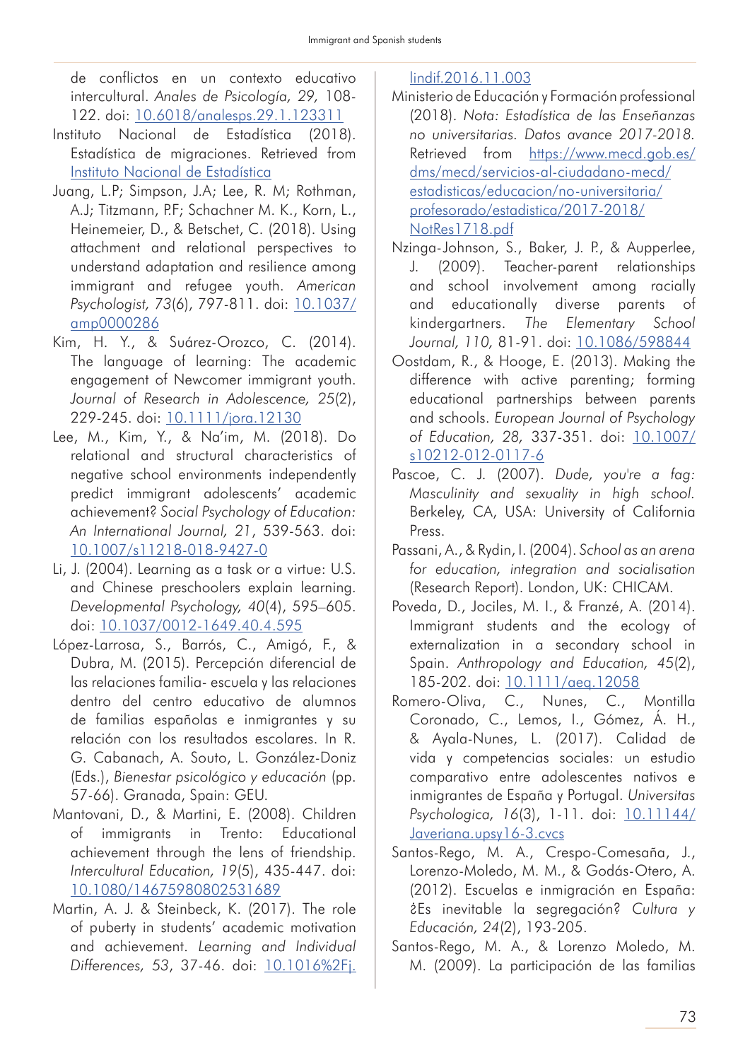de conflictos en un contexto educativo intercultural. *Anales de Psicología, 29,* 108-122. doi: 10.6018/analesps.29.1.123311

Instituto Nacional de Estadística (2018). Estadística de migraciones. Retrieved from Instituto Nacional de Estadística

Juang, L.P; Simpson, J.A; Lee, R. M; Rothman, A.J; Titzmann, P.F; Schachner M. K., Korn, L., Heinemeier, D., & Betschet, C. (2018). Using attachment and relational perspectives to understand adaptation and resilience among immigrant and refugee youth. *American Psychologist, 73*(6), 797-811. doi: 10.1037/amp0000286

Kim, H. Y., & Suárez-Orozco, C. (2014). The language of learning: The academic engagement of Newcomer immigrant youth. *Journal of Research in Adolescence, 25*(2), 229-245. doi: 10.1111/jora.12130

Lee, M., Kim, Y., & Na'im, M. (2018). Do relational and structural characteristics of negative school environments independently predict immigrant adolescents' academic achievement? *Social Psychology of Education: An International Journal, 21*, 539-563. doi: 10.1007/s11218-018-9427-0

Li, J. (2004). Learning as a task or a virtue: U.S. and Chinese preschoolers explain learning. *Developmental Psychology, 40*(4), 595–605. doi: 10.1037/0012-1649.40.4.595

López-Larrosa, S., Barrós, C., Amigó, F., & Dubra, M. (2015). Percepción diferencial de las relaciones familia- escuela y las relaciones dentro del centro educativo de alumnos de familias españolas e inmigrantes y su relación con los resultados escolares. In R. G. Cabanach, A. Souto, L. González-Doniz (Eds.), *Bienestar psicológico y educación* (pp. 57-66). Granada, Spain: GEU.

Mantovani, D., & Martini, E. (2008). Children of immigrants in Trento: Educational achievement through the lens of friendship. *Intercultural Education, 19*(5), 435-447. doi: 10.1080/14675980802531689

Martin, A. J. & Steinbeck, K. (2017). The role of puberty in students' academic motivation and achievement. *Learning and Individual Differences, 53*, 37-46. doi: 10.1016%2Fj.lindif.2016.11.003

Ministerio de Educación y Formación professional (2018). *Nota: Estadística de las Enseñanzas no universitarias. Datos avance 2017-2018.* Retrieved from https://www.mecd.gob.es/dms/mecd/servicios-al-ciudadano-mecd/estadisticas/educacion/no-universitaria/profesorado/estadistica/2017-2018/NotRes1718.pdf

Nzinga-Johnson, S., Baker, J. P., & Aupperlee, J. (2009). Teacher-parent relationships and school involvement among racially and educationally diverse parents of kindergartners. *The Elementary School Journal, 110,* 81-91. doi: 10.1086/598844

Oostdam, R., & Hooge, E. (2013). Making the difference with active parenting; forming educational partnerships between parents and schools. *European Journal of Psychology of Education, 28,* 337-351. doi: 10.1007/s10212-012-0117-6

Pascoe, C. J. (2007). *Dude, you're a fag: Masculinity and sexuality in high school.* Berkeley, CA, USA: University of California Press.

Passani, A., & Rydin, I. (2004). *School as an arena for education, integration and socialisation* (Research Report). London, UK: CHICAM.

Poveda, D., Jociles, M. I., & Franzé, A. (2014). Immigrant students and the ecology of externalization in a secondary school in Spain. *Anthropology and Education, 45*(2), 185-202. doi: 10.1111/aeq.12058

Romero-Oliva, C., Nunes, C., Montilla Coronado, C., Lemos, I., Gómez, Á. H., & Ayala-Nunes, L. (2017). Calidad de vida y competencias sociales: un estudio comparativo entre adolescentes nativos e inmigrantes de España y Portugal. *Universitas Psychologica, 16*(3), 1-11. doi: 10.11144/Javeriana.upsy16-3.cvcs

Santos-Rego, M. A., Crespo-Comesaña, J., Lorenzo-Moledo, M. M., & Godás-Otero, A. (2012). Escuelas e inmigración en España: ¿Es inevitable la segregación? *Cultura y Educación, 24*(2), 193-205.

Santos-Rego, M. A., & Lorenzo Moledo, M. M. (2009). La participación de las familias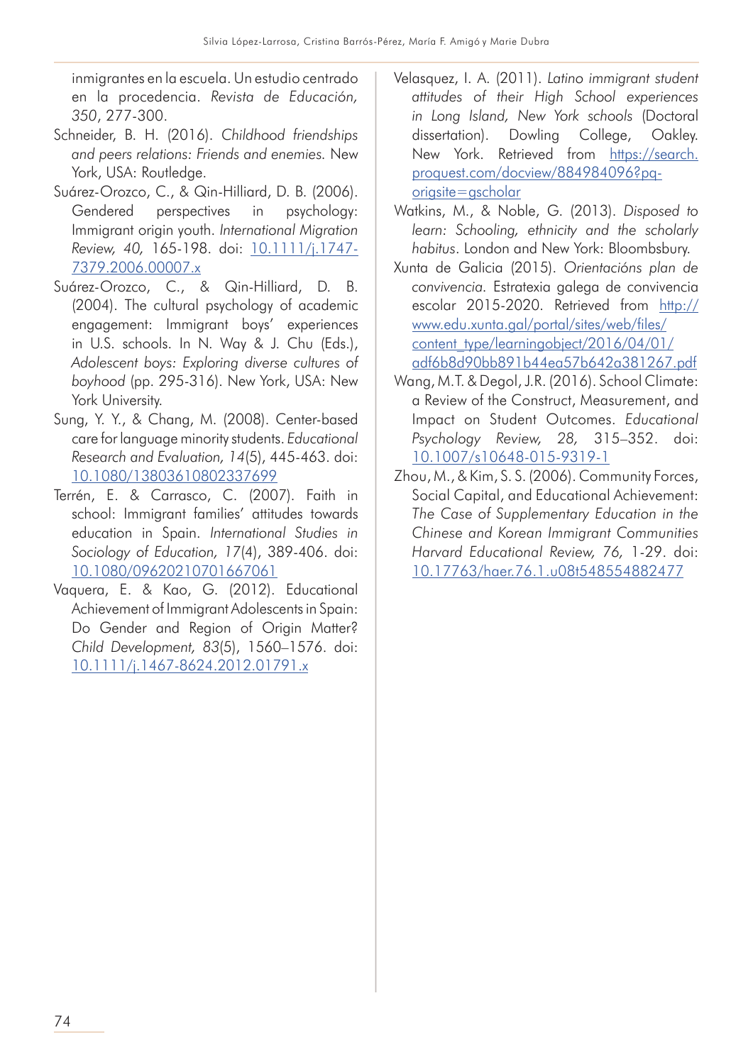inmigrantes en la escuela. Un estudio centrado en la procedencia. *Revista de Educación, 350*, 277-300.

Schneider, B. H. (2016). *Childhood friendships and peers relations: Friends and enemies.* New York, USA: Routledge.

Suárez-Orozco, C., & Qin-Hilliard, D. B. (2006). Gendered perspectives in psychology: Immigrant origin youth. *International Migration Review, 40,* 165-198. doi: 10.1111/j.1747-7379.2006.00007.x

Suárez-Orozco, C., & Qin-Hilliard, D. B. (2004). The cultural psychology of academic engagement: Immigrant boys' experiences in U.S. schools. In N. Way & J. Chu (Eds.), *Adolescent boys: Exploring diverse cultures of boyhood* (pp. 295-316). New York, USA: New York University.

Sung, Y. Y., & Chang, M. (2008). Center-based care for language minority students. *Educational Research and Evaluation, 14*(5), 445-463. doi: 10.1080/13803610802337699

Terrén, E. & Carrasco, C. (2007). Faith in school: Immigrant families' attitudes towards education in Spain. *International Studies in Sociology of Education, 17*(4), 389-406. doi: 10.1080/09620210701667061

Vaquera, E. & Kao, G. (2012). Educational Achievement of Immigrant Adolescents in Spain: Do Gender and Region of Origin Matter? *Child Development, 83*(5), 1560–1576. doi: 10.1111/j.1467-8624.2012.01791.x

Velasquez, I. A. (2011). *Latino immigrant student attitudes of their High School experiences in Long Island, New York schools* (Doctoral dissertation). Dowling College, Oakley. New York. Retrieved from https://search.proquest.com/docview/884984096?pq-origsite=gscholar

Watkins, M., & Noble, G. (2013). *Disposed to learn: Schooling, ethnicity and the scholarly habitus*. London and New York: Bloombsbury.

Xunta de Galicia (2015). *Orientacións plan de convivencia.* Estratexia galega de convivencia escolar 2015-2020. Retrieved from http://www.edu.xunta.gal/portal/sites/web/files/content_type/learningobject/2016/04/01/adf6b8d90bb891b44ea57b642a381267.pdf

Wang, M.T. & Degol, J.R. (2016). School Climate: a Review of the Construct, Measurement, and Impact on Student Outcomes. *Educational Psychology Review, 28,* 315–352. doi: 10.1007/s10648-015-9319-1

Zhou, M., & Kim, S. S. (2006). Community Forces, Social Capital, and Educational Achievement: *The Case of Supplementary Education in the Chinese and Korean Immigrant Communities Harvard Educational Review, 76,* 1-29. doi: 10.17763/haer.76.1.u08t548554882477